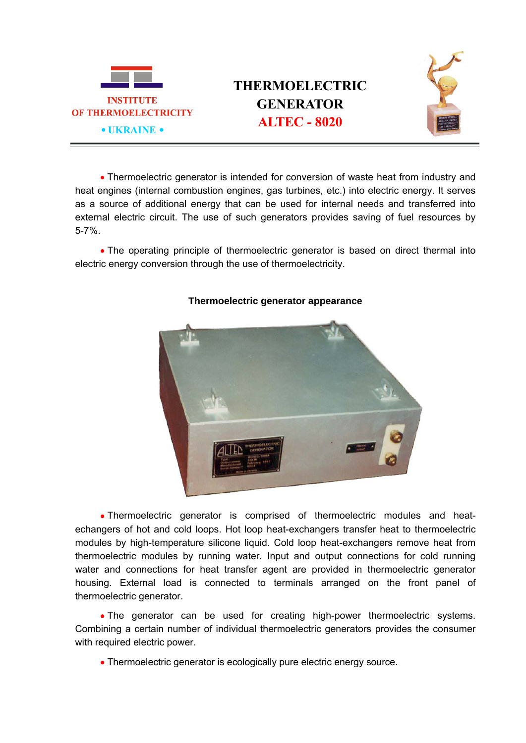INSTITUTE
OF THERMOELECTRICITY
• UKRAINE •

# THERMOELECTRIC GENERATOR ALTEC - 8020

- Thermoelectric generator is intended for conversion of waste heat from industry and heat engines (internal combustion engines, gas turbines, etc.) into electric energy. It serves as a source of additional energy that can be used for internal needs and transferred into external electric circuit. The use of such generators provides saving of fuel resources by 5-7%.

- The operating principle of thermoelectric generator is based on direct thermal into electric energy conversion through the use of thermoelectricity.

**Thermoelectric generator appearance**

- Thermoelectric generator is comprised of thermoelectric modules and heat-echangers of hot and cold loops. Hot loop heat-exchangers transfer heat to thermoelectric modules by high-temperature silicone liquid. Cold loop heat-exchangers remove heat from thermoelectric modules by running water. Input and output connections for cold running water and connections for heat transfer agent are provided in thermoelectric generator housing. External load is connected to terminals arranged on the front panel of thermoelectric generator.

- The generator can be used for creating high-power thermoelectric systems. Combining a certain number of individual thermoelectric generators provides the consumer with required electric power.

- Thermoelectric generator is ecologically pure electric energy source.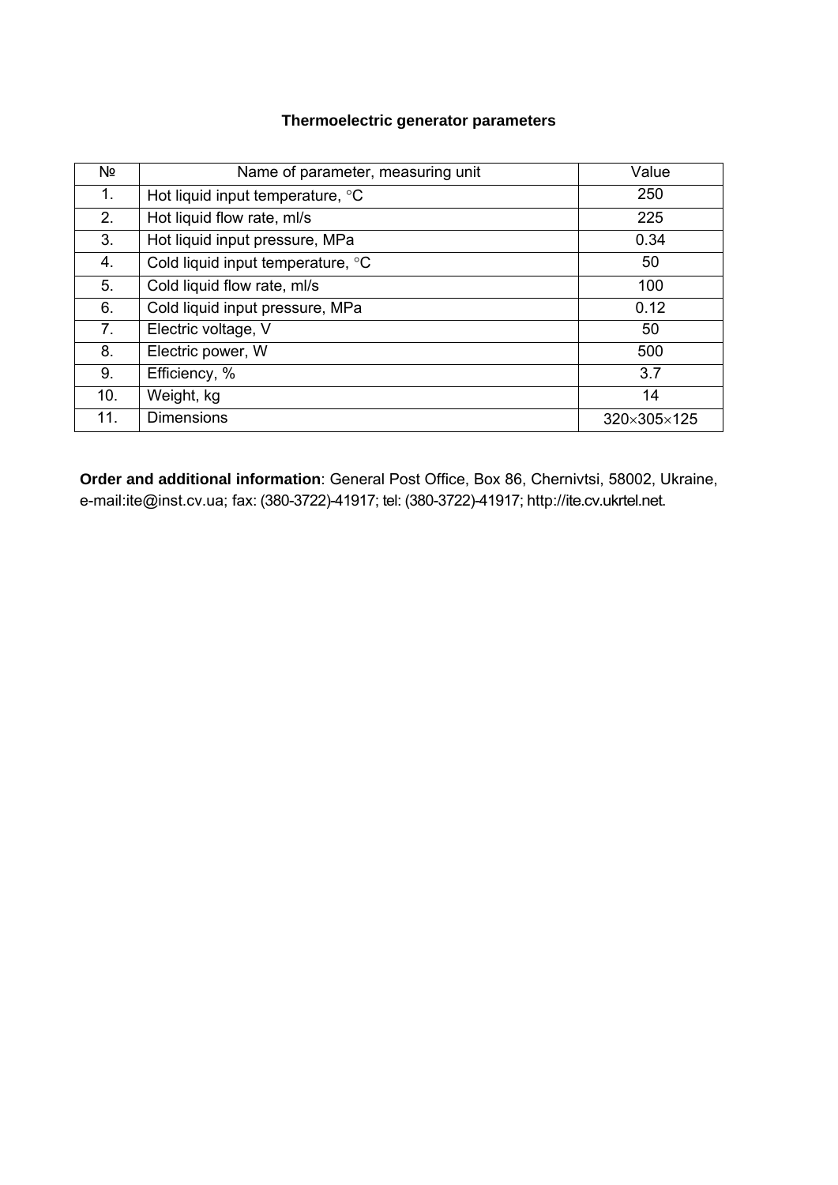### Thermoelectric generator parameters

| № | Name of parameter, measuring unit | Value |
|---|---|---|
| 1. | Hot liquid input temperature, °C | 250 |
| 2. | Hot liquid flow rate, ml/s | 225 |
| 3. | Hot liquid input pressure, MPa | 0.34 |
| 4. | Cold liquid input temperature, °C | 50 |
| 5. | Cold liquid flow rate, ml/s | 100 |
| 6. | Cold liquid input pressure, MPa | 0.12 |
| 7. | Electric voltage, V | 50 |
| 8. | Electric power, W | 500 |
| 9. | Efficiency, % | 3.7 |
| 10. | Weight, kg | 14 |
| 11. | Dimensions | 320×305×125 |

**Order and additional information**: General Post Office, Box 86, Chernivtsi, 58002, Ukraine, e-mail:ite@inst.cv.ua; fax: (380-3722)-41917; tel: (380-3722)-41917; http://ite.cv.ukrtel.net.